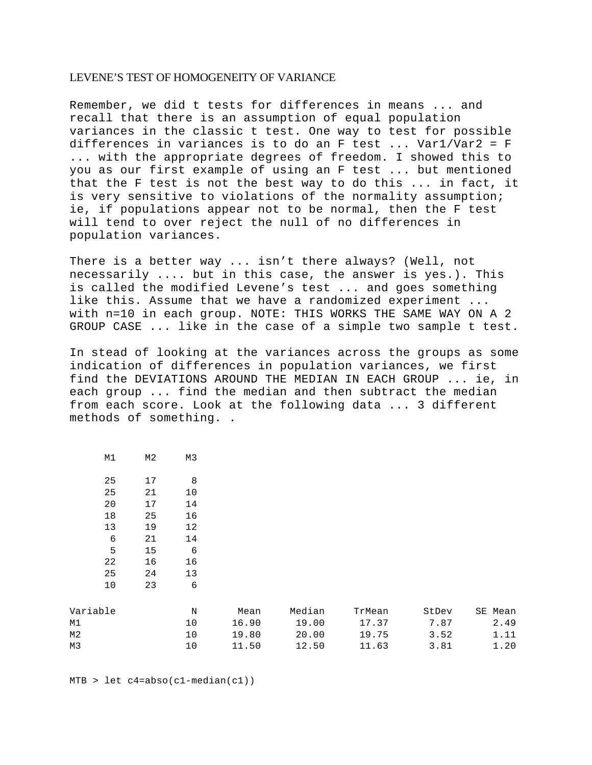# LEVENE'S TEST OF HOMOGENEITY OF VARIANCE

Remember, we did t tests for differences in means ... and recall that there is an assumption of equal population variances in the classic t test. One way to test for possible differences in variances is to do an F test ... Var1/Var2 = F ... with the appropriate degrees of freedom. I showed this to you as our first example of using an F test ... but mentioned that the F test is not the best way to do this ... in fact, it is very sensitive to violations of the normality assumption; ie, if populations appear not to be normal, then the F test will tend to over reject the null of no differences in population variances.

There is a better way ... isn't there always? (Well, not necessarily .... but in this case, the answer is yes.). This is called the modified Levene's test ... and goes something like this. Assume that we have a randomized experiment ... with n=10 in each group. NOTE: THIS WORKS THE SAME WAY ON A 2 GROUP CASE ... like in the case of a simple two sample t test.

In stead of looking at the variances across the groups as some indication of differences in population variances, we first find the DEVIATIONS AROUND THE MEDIAN IN EACH GROUP ... ie, in each group ... find the median and then subtract the median from each score. Look at the following data ... 3 different methods of something. .

```
      M1     M2     M3

      25     17      8
      25     21     10
      20     17     14
      18     25     16
      13     19     12
       6     21     14
       5     15      6
      22     16     16
      25     24     13
      10     23      6

Variable           N       Mean     Median     TrMean      StDev    SE Mean
M1                10      16.90      19.00      17.37       7.87       2.49
M2                10      19.80      20.00      19.75       3.52       1.11
M3                10      11.50      12.50      11.63       3.81       1.20


MTB > let c4=abso(c1-median(c1))
```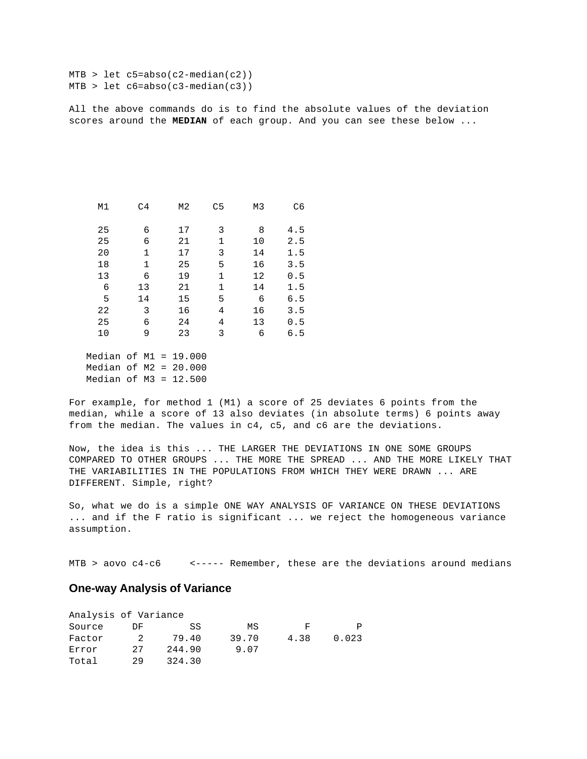```
MTB > let c5=abso(c2-median(c2))
MTB > let c6=abso(c3-median(c3))
```

All the above commands do is to find the absolute values of the deviation scores around the **MEDIAN** of each group. And you can see these below ...

| M1 | C4 | M2 | C5 | M3 | C6 |
|---|---|---|---|---|---|
| 25 | 6 | 17 | 3 | 8 | 4.5 |
| 25 | 6 | 21 | 1 | 10 | 2.5 |
| 20 | 1 | 17 | 3 | 14 | 1.5 |
| 18 | 1 | 25 | 5 | 16 | 3.5 |
| 13 | 6 | 19 | 1 | 12 | 0.5 |
| 6 | 13 | 21 | 1 | 14 | 1.5 |
| 5 | 14 | 15 | 5 | 6 | 6.5 |
| 22 | 3 | 16 | 4 | 16 | 3.5 |
| 25 | 6 | 24 | 4 | 13 | 0.5 |
| 10 | 9 | 23 | 3 | 6 | 6.5 |

```
Median of M1 = 19.000
Median of M2 = 20.000
Median of M3 = 12.500
```

For example, for method 1 (M1) a score of 25 deviates 6 points from the median, while a score of 13 also deviates (in absolute terms) 6 points away from the median. The values in c4, c5, and c6 are the deviations.

Now, the idea is this ... THE LARGER THE DEVIATIONS IN ONE SOME GROUPS COMPARED TO OTHER GROUPS ... THE MORE THE SPREAD ... AND THE MORE LIKELY THAT THE VARIABILITIES IN THE POPULATIONS FROM WHICH THEY WERE DRAWN ... ARE DIFFERENT. Simple, right?

So, what we do is a simple ONE WAY ANALYSIS OF VARIANCE ON THESE DEVIATIONS ... and if the F ratio is significant ... we reject the homogeneous variance assumption.

```
MTB > aovo c4-c6     <----- Remember, these are the deviations around medians
```

### One-way Analysis of Variance

Analysis of Variance

| Source | DF | SS | MS | F | P |
|---|---|---|---|---|---|
| Factor | 2 | 79.40 | 39.70 | 4.38 | 0.023 |
| Error | 27 | 244.90 | 9.07 | | |
| Total | 29 | 324.30 | | | |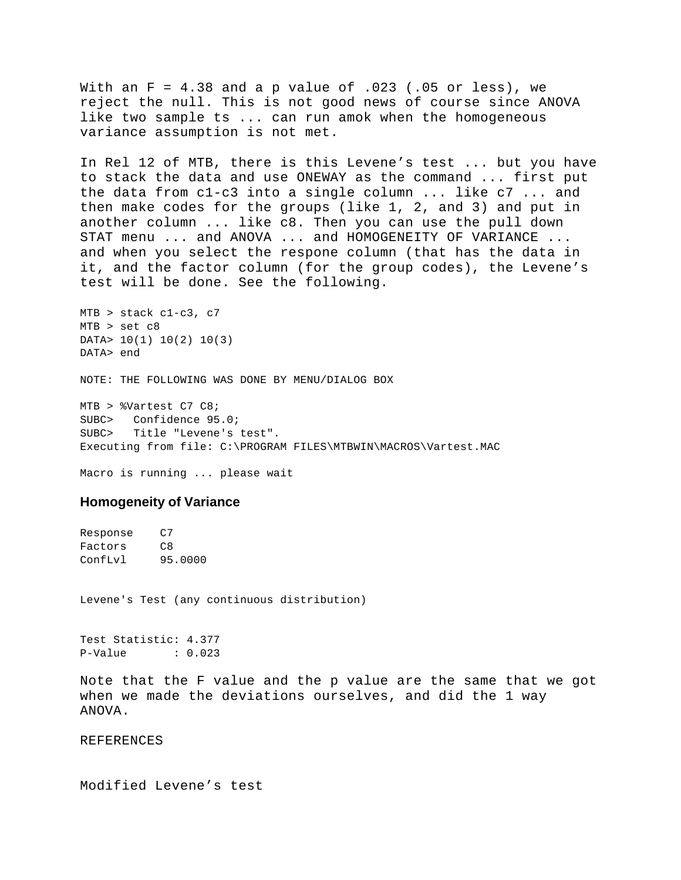With an F = 4.38 and a p value of .023 (.05 or less), we reject the null. This is not good news of course since ANOVA like two sample ts ... can run amok when the homogeneous variance assumption is not met.

In Rel 12 of MTB, there is this Levene's test ... but you have to stack the data and use ONEWAY as the command ... first put the data from c1-c3 into a single column ... like c7 ... and then make codes for the groups (like 1, 2, and 3) and put in another column ... like c8. Then you can use the pull down STAT menu ... and ANOVA ... and HOMOGENEITY OF VARIANCE ... and when you select the respone column (that has the data in it, and the factor column (for the group codes), the Levene's test will be done. See the following.

```
MTB > stack c1-c3, c7
MTB > set c8
DATA> 10(1) 10(2) 10(3)
DATA> end

NOTE: THE FOLLOWING WAS DONE BY MENU/DIALOG BOX

MTB > %Vartest C7 C8;
SUBC>   Confidence 95.0;
SUBC>   Title "Levene's test".
Executing from file: C:\PROGRAM FILES\MTBWIN\MACROS\Vartest.MAC

Macro is running ... please wait
```

### Homogeneity of Variance

```
Response    C7
Factors     C8
ConfLvl     95.0000


Levene's Test (any continuous distribution)


Test Statistic: 4.377
P-Value       : 0.023
```

Note that the F value and the p value are the same that we got when we made the deviations ourselves, and did the 1 way ANOVA.

REFERENCES

Modified Levene's test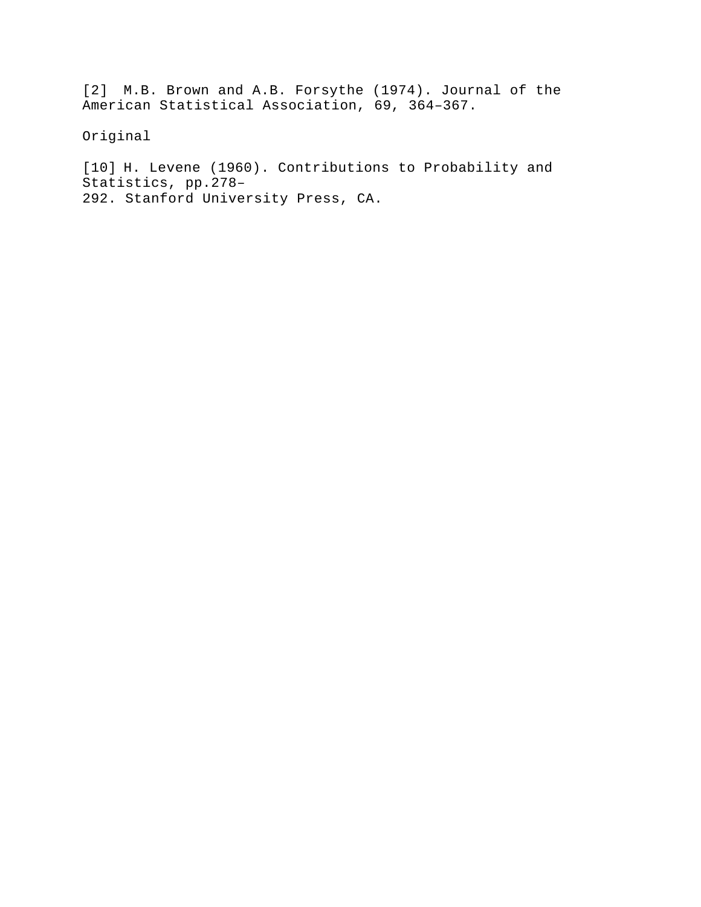[2] M.B. Brown and A.B. Forsythe (1974). Journal of the American Statistical Association, 69, 364–367.

Original

[10] H. Levene (1960). Contributions to Probability and Statistics, pp.278–292. Stanford University Press, CA.